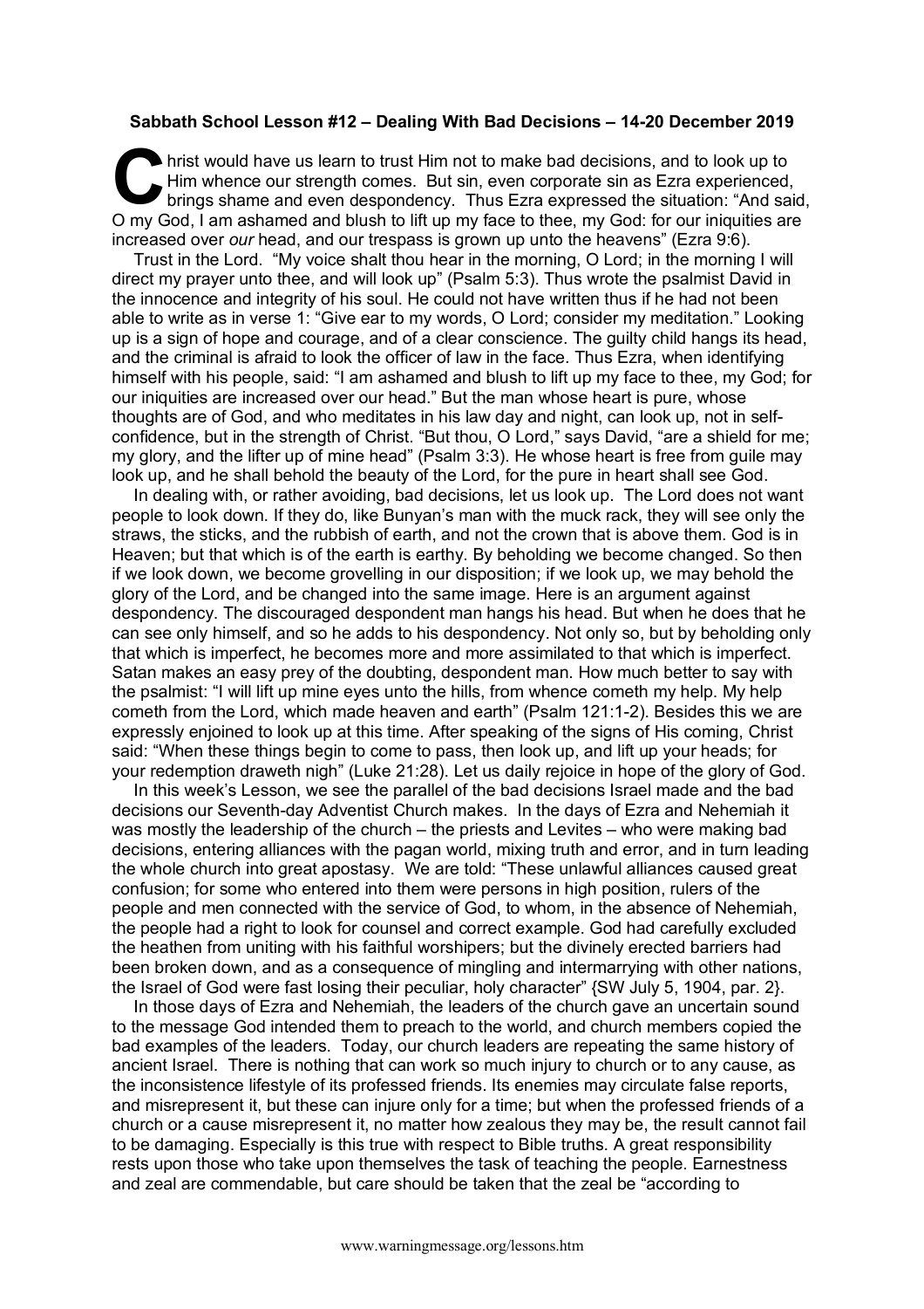**Sabbath School Lesson #12 – Dealing With Bad Decisions – 14-20 December 2019**

Christ would have us learn to trust Him not to make bad decisions, and to look up to Him whence our strength comes. But sin, even corporate sin as Ezra experienced, brings shame and even despondency. Thus Ezra expressed the situation: "And said, O my God, I am ashamed and blush to lift up my face to thee, my God: for our iniquities are increased over *our* head, and our trespass is grown up unto the heavens" (Ezra 9:6).

Trust in the Lord. "My voice shalt thou hear in the morning, O Lord; in the morning I will direct my prayer unto thee, and will look up" (Psalm 5:3). Thus wrote the psalmist David in the innocence and integrity of his soul. He could not have written thus if he had not been able to write as in verse 1: "Give ear to my words, O Lord; consider my meditation." Looking up is a sign of hope and courage, and of a clear conscience. The guilty child hangs its head, and the criminal is afraid to look the officer of law in the face. Thus Ezra, when identifying himself with his people, said: "I am ashamed and blush to lift up my face to thee, my God; for our iniquities are increased over our head." But the man whose heart is pure, whose thoughts are of God, and who meditates in his law day and night, can look up, not in self-confidence, but in the strength of Christ. "But thou, O Lord," says David, "are a shield for me; my glory, and the lifter up of mine head" (Psalm 3:3). He whose heart is free from guile may look up, and he shall behold the beauty of the Lord, for the pure in heart shall see God.

In dealing with, or rather avoiding, bad decisions, let us look up. The Lord does not want people to look down. If they do, like Bunyan's man with the muck rack, they will see only the straws, the sticks, and the rubbish of earth, and not the crown that is above them. God is in Heaven; but that which is of the earth is earthy. By beholding we become changed. So then if we look down, we become grovelling in our disposition; if we look up, we may behold the glory of the Lord, and be changed into the same image. Here is an argument against despondency. The discouraged despondent man hangs his head. But when he does that he can see only himself, and so he adds to his despondency. Not only so, but by beholding only that which is imperfect, he becomes more and more assimilated to that which is imperfect. Satan makes an easy prey of the doubting, despondent man. How much better to say with the psalmist: "I will lift up mine eyes unto the hills, from whence cometh my help. My help cometh from the Lord, which made heaven and earth" (Psalm 121:1-2). Besides this we are expressly enjoined to look up at this time. After speaking of the signs of His coming, Christ said: "When these things begin to come to pass, then look up, and lift up your heads; for your redemption draweth nigh" (Luke 21:28). Let us daily rejoice in hope of the glory of God.

In this week's Lesson, we see the parallel of the bad decisions Israel made and the bad decisions our Seventh-day Adventist Church makes. In the days of Ezra and Nehemiah it was mostly the leadership of the church – the priests and Levites – who were making bad decisions, entering alliances with the pagan world, mixing truth and error, and in turn leading the whole church into great apostasy. We are told: "These unlawful alliances caused great confusion; for some who entered into them were persons in high position, rulers of the people and men connected with the service of God, to whom, in the absence of Nehemiah, the people had a right to look for counsel and correct example. God had carefully excluded the heathen from uniting with his faithful worshipers; but the divinely erected barriers had been broken down, and as a consequence of mingling and intermarrying with other nations, the Israel of God were fast losing their peculiar, holy character" {SW July 5, 1904, par. 2}.

In those days of Ezra and Nehemiah, the leaders of the church gave an uncertain sound to the message God intended them to preach to the world, and church members copied the bad examples of the leaders. Today, our church leaders are repeating the same history of ancient Israel. There is nothing that can work so much injury to church or to any cause, as the inconsistence lifestyle of its professed friends. Its enemies may circulate false reports, and misrepresent it, but these can injure only for a time; but when the professed friends of a church or a cause misrepresent it, no matter how zealous they may be, the result cannot fail to be damaging. Especially is this true with respect to Bible truths. A great responsibility rests upon those who take upon themselves the task of teaching the people. Earnestness and zeal are commendable, but care should be taken that the zeal be "according to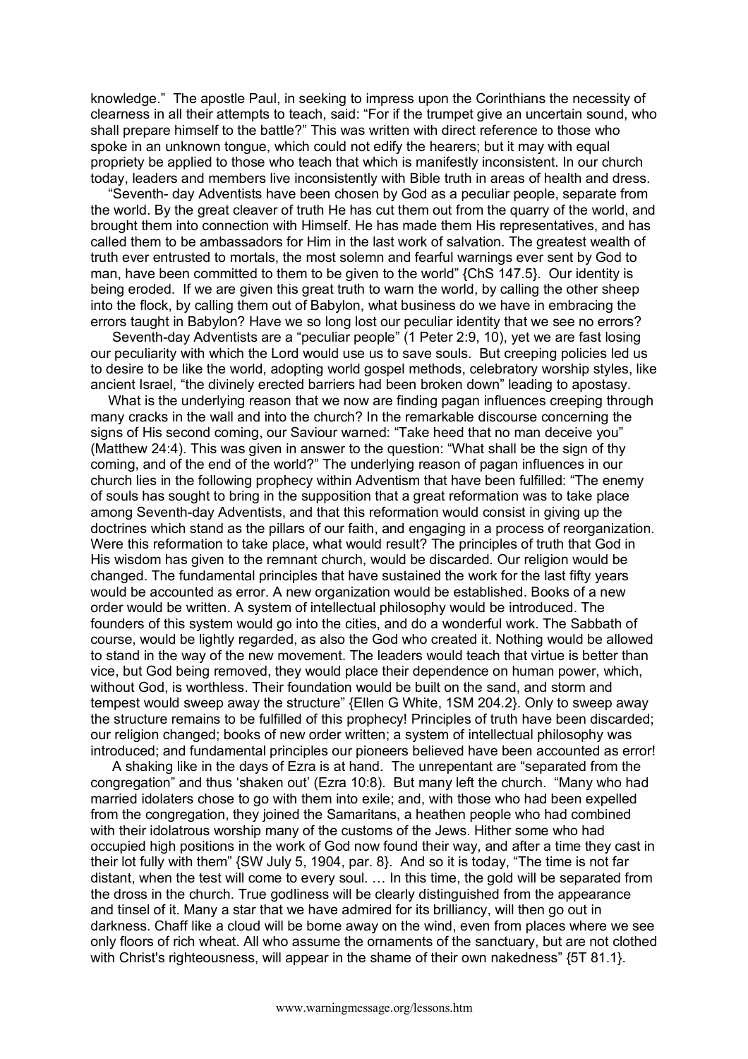knowledge." The apostle Paul, in seeking to impress upon the Corinthians the necessity of clearness in all their attempts to teach, said: "For if the trumpet give an uncertain sound, who shall prepare himself to the battle?" This was written with direct reference to those who spoke in an unknown tongue, which could not edify the hearers; but it may with equal propriety be applied to those who teach that which is manifestly inconsistent. In our church today, leaders and members live inconsistently with Bible truth in areas of health and dress.

"Seventh- day Adventists have been chosen by God as a peculiar people, separate from the world. By the great cleaver of truth He has cut them out from the quarry of the world, and brought them into connection with Himself. He has made them His representatives, and has called them to be ambassadors for Him in the last work of salvation. The greatest wealth of truth ever entrusted to mortals, the most solemn and fearful warnings ever sent by God to man, have been committed to them to be given to the world" {ChS 147.5}. Our identity is being eroded. If we are given this great truth to warn the world, by calling the other sheep into the flock, by calling them out of Babylon, what business do we have in embracing the errors taught in Babylon? Have we so long lost our peculiar identity that we see no errors?

Seventh-day Adventists are a "peculiar people" (1 Peter 2:9, 10), yet we are fast losing our peculiarity with which the Lord would use us to save souls. But creeping policies led us to desire to be like the world, adopting world gospel methods, celebratory worship styles, like ancient Israel, "the divinely erected barriers had been broken down" leading to apostasy.

What is the underlying reason that we now are finding pagan influences creeping through many cracks in the wall and into the church? In the remarkable discourse concerning the signs of His second coming, our Saviour warned: "Take heed that no man deceive you" (Matthew 24:4). This was given in answer to the question: "What shall be the sign of thy coming, and of the end of the world?" The underlying reason of pagan influences in our church lies in the following prophecy within Adventism that have been fulfilled: "The enemy of souls has sought to bring in the supposition that a great reformation was to take place among Seventh-day Adventists, and that this reformation would consist in giving up the doctrines which stand as the pillars of our faith, and engaging in a process of reorganization. Were this reformation to take place, what would result? The principles of truth that God in His wisdom has given to the remnant church, would be discarded. Our religion would be changed. The fundamental principles that have sustained the work for the last fifty years would be accounted as error. A new organization would be established. Books of a new order would be written. A system of intellectual philosophy would be introduced. The founders of this system would go into the cities, and do a wonderful work. The Sabbath of course, would be lightly regarded, as also the God who created it. Nothing would be allowed to stand in the way of the new movement. The leaders would teach that virtue is better than vice, but God being removed, they would place their dependence on human power, which, without God, is worthless. Their foundation would be built on the sand, and storm and tempest would sweep away the structure" {Ellen G White, 1SM 204.2}. Only to sweep away the structure remains to be fulfilled of this prophecy! Principles of truth have been discarded; our religion changed; books of new order written; a system of intellectual philosophy was introduced; and fundamental principles our pioneers believed have been accounted as error!

A shaking like in the days of Ezra is at hand. The unrepentant are "separated from the congregation" and thus 'shaken out' (Ezra 10:8). But many left the church. "Many who had married idolaters chose to go with them into exile; and, with those who had been expelled from the congregation, they joined the Samaritans, a heathen people who had combined with their idolatrous worship many of the customs of the Jews. Hither some who had occupied high positions in the work of God now found their way, and after a time they cast in their lot fully with them" {SW July 5, 1904, par. 8}. And so it is today, "The time is not far distant, when the test will come to every soul. … In this time, the gold will be separated from the dross in the church. True godliness will be clearly distinguished from the appearance and tinsel of it. Many a star that we have admired for its brilliancy, will then go out in darkness. Chaff like a cloud will be borne away on the wind, even from places where we see only floors of rich wheat. All who assume the ornaments of the sanctuary, but are not clothed with Christ's righteousness, will appear in the shame of their own nakedness" {5T 81.1}.

www.warningmessage.org/lessons.htm